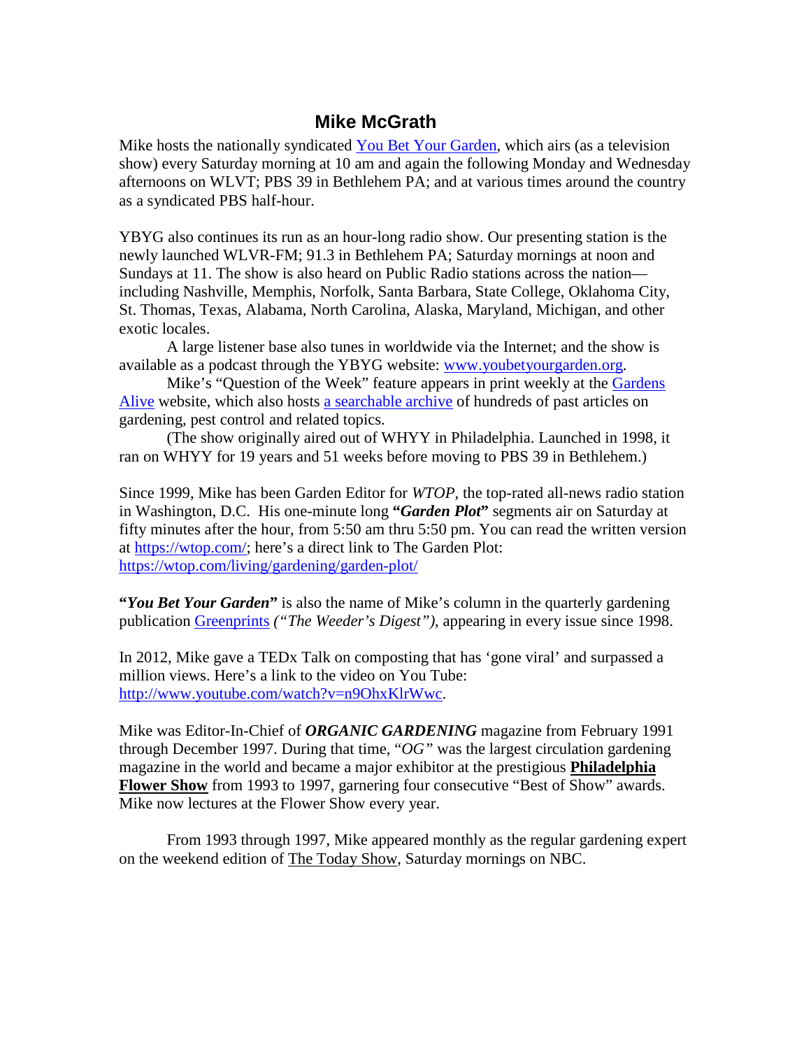# Mike McGrath

Mike hosts the nationally syndicated You Bet Your Garden, which airs (as a television show) every Saturday morning at 10 am and again the following Monday and Wednesday afternoons on WLVT; PBS 39 in Bethlehem PA; and at various times around the country as a syndicated PBS half-hour.

YBYG also continues its run as an hour-long radio show. Our presenting station is the newly launched WLVR-FM; 91.3 in Bethlehem PA; Saturday mornings at noon and Sundays at 11. The show is also heard on Public Radio stations across the nation—including Nashville, Memphis, Norfolk, Santa Barbara, State College, Oklahoma City, St. Thomas, Texas, Alabama, North Carolina, Alaska, Maryland, Michigan, and other exotic locales.

A large listener base also tunes in worldwide via the Internet; and the show is available as a podcast through the YBYG website: www.youbetyourgarden.org.

Mike's "Question of the Week" feature appears in print weekly at the Gardens Alive website, which also hosts a searchable archive of hundreds of past articles on gardening, pest control and related topics.

(The show originally aired out of WHYY in Philadelphia. Launched in 1998, it ran on WHYY for 19 years and 51 weeks before moving to PBS 39 in Bethlehem.)

Since 1999, Mike has been Garden Editor for *WTOP*, the top-rated all-news radio station in Washington, D.C. His one-minute long **"*Garden Plot*"** segments air on Saturday at fifty minutes after the hour, from 5:50 am thru 5:50 pm. You can read the written version at https://wtop.com/; here's a direct link to The Garden Plot: https://wtop.com/living/gardening/garden-plot/

**"*You Bet Your Garden*"** is also the name of Mike's column in the quarterly gardening publication Greenprints *("The Weeder's Digest")*, appearing in every issue since 1998.

In 2012, Mike gave a TEDx Talk on composting that has 'gone viral' and surpassed a million views. Here's a link to the video on You Tube: http://www.youtube.com/watch?v=n9OhxKlrWwc.

Mike was Editor-In-Chief of ***ORGANIC GARDENING*** magazine from February 1991 through December 1997. During that time, "*OG*" was the largest circulation gardening magazine in the world and became a major exhibitor at the prestigious **Philadelphia Flower Show** from 1993 to 1997, garnering four consecutive "Best of Show" awards. Mike now lectures at the Flower Show every year.

From 1993 through 1997, Mike appeared monthly as the regular gardening expert on the weekend edition of The Today Show, Saturday mornings on NBC.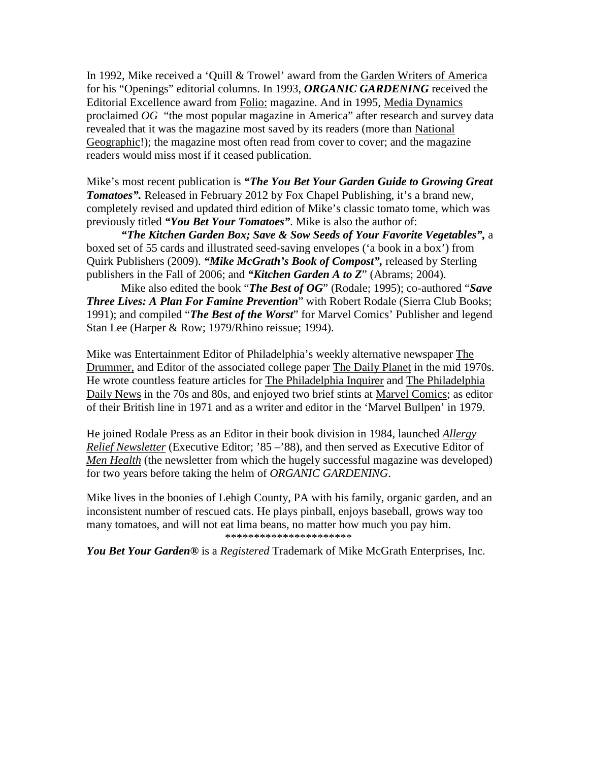In 1992, Mike received a 'Quill & Trowel' award from the Garden Writers of America for his "Openings" editorial columns. In 1993, ***ORGANIC GARDENING*** received the Editorial Excellence award from Folio: magazine. And in 1995, Media Dynamics proclaimed *OG* "the most popular magazine in America" after research and survey data revealed that it was the magazine most saved by its readers (more than National Geographic!); the magazine most often read from cover to cover; and the magazine readers would miss most if it ceased publication.

Mike's most recent publication is ***"The You Bet Your Garden Guide to Growing Great Tomatoes".*** Released in February 2012 by Fox Chapel Publishing, it's a brand new, completely revised and updated third edition of Mike's classic tomato tome, which was previously titled ***"You Bet Your Tomatoes"***. Mike is also the author of:

***"The Kitchen Garden Box; Save & Sow Seeds of Your Favorite Vegetables",*** a boxed set of 55 cards and illustrated seed-saving envelopes ('a book in a box') from Quirk Publishers (2009). ***"Mike McGrath's Book of Compost",*** released by Sterling publishers in the Fall of 2006; and ***"Kitchen Garden A to Z"*** (Abrams; 2004).

Mike also edited the book "***The Best of OG***" (Rodale; 1995); co-authored "***Save Three Lives: A Plan For Famine Prevention***" with Robert Rodale (Sierra Club Books; 1991); and compiled "***The Best of the Worst***" for Marvel Comics' Publisher and legend Stan Lee (Harper & Row; 1979/Rhino reissue; 1994).

Mike was Entertainment Editor of Philadelphia's weekly alternative newspaper The Drummer, and Editor of the associated college paper The Daily Planet in the mid 1970s. He wrote countless feature articles for The Philadelphia Inquirer and The Philadelphia Daily News in the 70s and 80s, and enjoyed two brief stints at Marvel Comics; as editor of their British line in 1971 and as a writer and editor in the 'Marvel Bullpen' in 1979.

He joined Rodale Press as an Editor in their book division in 1984, launched *Allergy Relief Newsletter* (Executive Editor; '85 –'88), and then served as Executive Editor of *Men Health* (the newsletter from which the hugely successful magazine was developed) for two years before taking the helm of *ORGANIC GARDENING*.

Mike lives in the boonies of Lehigh County, PA with his family, organic garden, and an inconsistent number of rescued cats. He plays pinball, enjoys baseball, grows way too many tomatoes, and will not eat lima beans, no matter how much you pay him.

*********************

***You Bet Your Garden®*** is a *Registered* Trademark of Mike McGrath Enterprises, Inc.